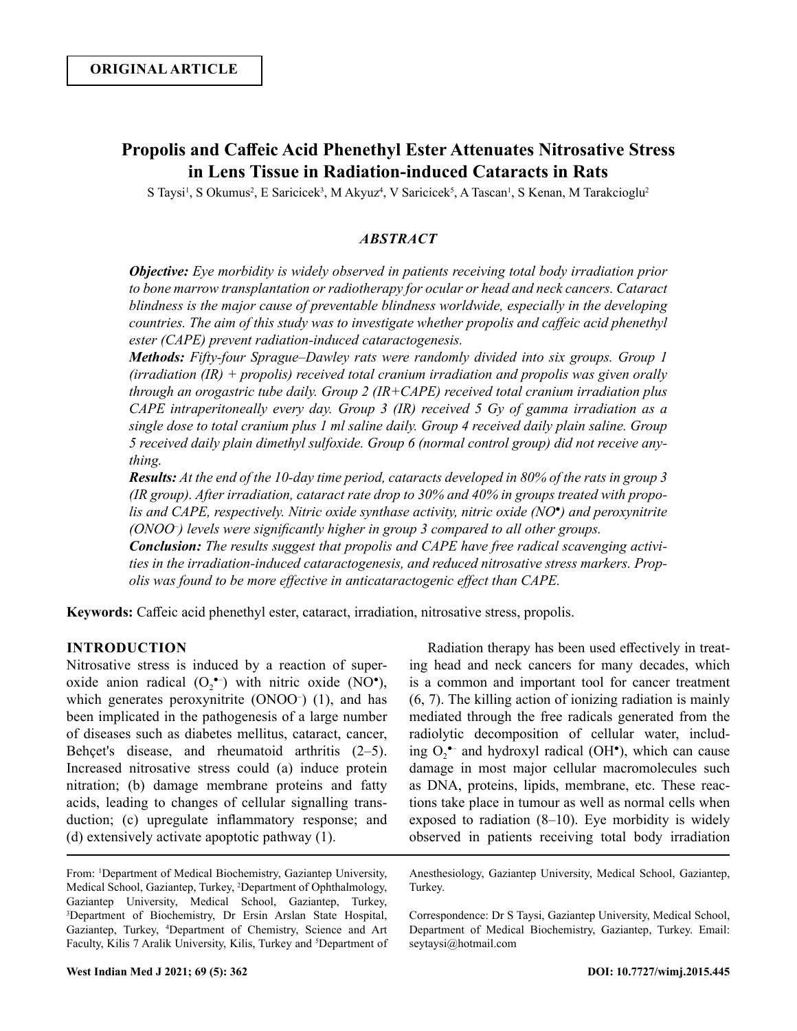**ORIGINAL ARTICLE**

# Propolis and Caffeic Acid Phenethyl Ester Attenuates Nitrosative Stress in Lens Tissue in Radiation-induced Cataracts in Rats

S Taysi[1], S Okumus[2], E Saricicek[3], M Akyuz[4], V Saricicek[5], A Tascan[1], S Kenan, M Tarakcioglu[2]

## *ABSTRACT*

***Objective:*** *Eye morbidity is widely observed in patients receiving total body irradiation prior to bone marrow transplantation or radiotherapy for ocular or head and neck cancers. Cataract blindness is the major cause of preventable blindness worldwide, especially in the developing countries. The aim of this study was to investigate whether propolis and caffeic acid phenethyl ester (CAPE) prevent radiation-induced cataractogenesis.*

***Methods:*** *Fifty-four Sprague–Dawley rats were randomly divided into six groups. Group 1 (irradiation (IR) + propolis) received total cranium irradiation and propolis was given orally through an orogastric tube daily. Group 2 (IR+CAPE) received total cranium irradiation plus CAPE intraperitoneally every day. Group 3 (IR) received 5 Gy of gamma irradiation as a single dose to total cranium plus 1 ml saline daily. Group 4 received daily plain saline. Group 5 received daily plain dimethyl sulfoxide. Group 6 (normal control group) did not receive anything.*

***Results:*** *At the end of the 10-day time period, cataracts developed in 80% of the rats in group 3 (IR group). After irradiation, cataract rate drop to 30% and 40% in groups treated with propolis and CAPE, respectively. Nitric oxide synthase activity, nitric oxide (NO•) and peroxynitrite ($ONOO^-$) levels were significantly higher in group 3 compared to all other groups.*

***Conclusion:*** *The results suggest that propolis and CAPE have free radical scavenging activities in the irradiation-induced cataractogenesis, and reduced nitrosative stress markers. Propolis was found to be more effective in anticataractogenic effect than CAPE.*

**Keywords:** Caffeic acid phenethyl ester, cataract, irradiation, nitrosative stress, propolis.

## INTRODUCTION

Nitrosative stress is induced by a reaction of superoxide anion radical ($O_2^{\bullet-}$) with nitric oxide (NO•), which generates peroxynitrite ($ONOO^-$) (1), and has been implicated in the pathogenesis of a large number of diseases such as diabetes mellitus, cataract, cancer, Behçet's disease, and rheumatoid arthritis (2–5). Increased nitrosative stress could (a) induce protein nitration; (b) damage membrane proteins and fatty acids, leading to changes of cellular signalling transduction; (c) upregulate inflammatory response; and (d) extensively activate apoptotic pathway (1).

Radiation therapy has been used effectively in treating head and neck cancers for many decades, which is a common and important tool for cancer treatment (6, 7). The killing action of ionizing radiation is mainly mediated through the free radicals generated from the radiolytic decomposition of cellular water, including $O_2^{\bullet-}$ and hydroxyl radical (OH•), which can cause damage in most major cellular macromolecules such as DNA, proteins, lipids, membrane, etc. These reactions take place in tumour as well as normal cells when exposed to radiation (8–10). Eye morbidity is widely observed in patients receiving total body irradiation

From: [1]Department of Medical Biochemistry, Gaziantep University, Medical School, Gaziantep, Turkey, [2]Department of Ophthalmology, Gaziantep University, Medical School, Gaziantep, Turkey, [3]Department of Biochemistry, Dr Ersin Arslan State Hospital, Gaziantep, Turkey, [4]Department of Chemistry, Science and Art Faculty, Kilis 7 Aralik University, Kilis, Turkey and [5]Department of Anesthesiology, Gaziantep University, Medical School, Gaziantep, Turkey.

Correspondence: Dr S Taysi, Gaziantep University, Medical School, Department of Medical Biochemistry, Gaziantep, Turkey. Email: seytaysi@hotmail.com

DOI: 10.7727/wimj.2015.445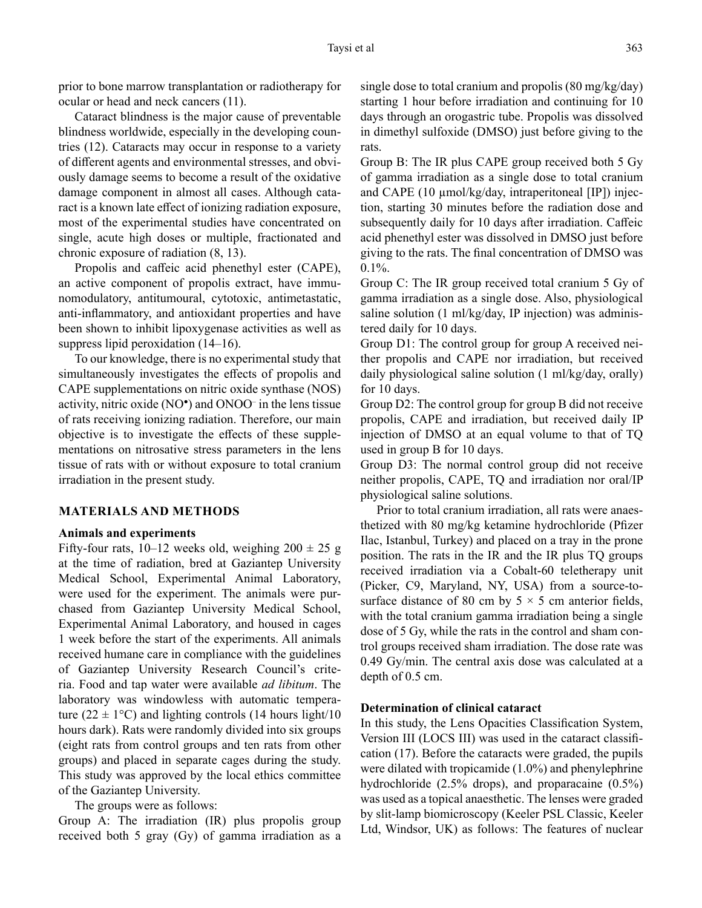prior to bone marrow transplantation or radiotherapy for ocular or head and neck cancers (11).

Cataract blindness is the major cause of preventable blindness worldwide, especially in the developing countries (12). Cataracts may occur in response to a variety of different agents and environmental stresses, and obviously damage seems to become a result of the oxidative damage component in almost all cases. Although cataract is a known late effect of ionizing radiation exposure, most of the experimental studies have concentrated on single, acute high doses or multiple, fractionated and chronic exposure of radiation (8, 13).

Propolis and caffeic acid phenethyl ester (CAPE), an active component of propolis extract, have immunomodulatory, antitumoural, cytotoxic, antimetastatic, anti-inflammatory, and antioxidant properties and have been shown to inhibit lipoxygenase activities as well as suppress lipid peroxidation (14–16).

To our knowledge, there is no experimental study that simultaneously investigates the effects of propolis and CAPE supplementations on nitric oxide synthase (NOS) activity, nitric oxide ($NO^{\bullet}$) and $ONOO^{-}$ in the lens tissue of rats receiving ionizing radiation. Therefore, our main objective is to investigate the effects of these supplementations on nitrosative stress parameters in the lens tissue of rats with or without exposure to total cranium irradiation in the present study.

## MATERIALS AND METHODS

### Animals and experiments

Fifty-four rats, 10–12 weeks old, weighing 200 ± 25 g at the time of radiation, bred at Gaziantep University Medical School, Experimental Animal Laboratory, were used for the experiment. The animals were purchased from Gaziantep University Medical School, Experimental Animal Laboratory, and housed in cages 1 week before the start of the experiments. All animals received humane care in compliance with the guidelines of Gaziantep University Research Council's criteria. Food and tap water were available *ad libitum*. The laboratory was windowless with automatic temperature (22 ± 1°C) and lighting controls (14 hours light/10 hours dark). Rats were randomly divided into six groups (eight rats from control groups and ten rats from other groups) and placed in separate cages during the study. This study was approved by the local ethics committee of the Gaziantep University.

The groups were as follows:

Group A: The irradiation (IR) plus propolis group received both 5 gray (Gy) of gamma irradiation as a single dose to total cranium and propolis (80 mg/kg/day) starting 1 hour before irradiation and continuing for 10 days through an orogastric tube. Propolis was dissolved in dimethyl sulfoxide (DMSO) just before giving to the rats.

Group B: The IR plus CAPE group received both 5 Gy of gamma irradiation as a single dose to total cranium and CAPE (10 µmol/kg/day, intraperitoneal [IP]) injection, starting 30 minutes before the radiation dose and subsequently daily for 10 days after irradiation. Caffeic acid phenethyl ester was dissolved in DMSO just before giving to the rats. The final concentration of DMSO was 0.1%.

Group C: The IR group received total cranium 5 Gy of gamma irradiation as a single dose. Also, physiological saline solution (1 ml/kg/day, IP injection) was administered daily for 10 days.

Group D1: The control group for group A received neither propolis and CAPE nor irradiation, but received daily physiological saline solution (1 ml/kg/day, orally) for 10 days.

Group D2: The control group for group B did not receive propolis, CAPE and irradiation, but received daily IP injection of DMSO at an equal volume to that of TQ used in group B for 10 days.

Group D3: The normal control group did not receive neither propolis, CAPE, TQ and irradiation nor oral/IP physiological saline solutions.

Prior to total cranium irradiation, all rats were anaesthetized with 80 mg/kg ketamine hydrochloride (Pfizer Ilac, Istanbul, Turkey) and placed on a tray in the prone position. The rats in the IR and the IR plus TQ groups received irradiation via a Cobalt-60 teletherapy unit (Picker, C9, Maryland, NY, USA) from a source-to-surface distance of 80 cm by 5 × 5 cm anterior fields, with the total cranium gamma irradiation being a single dose of 5 Gy, while the rats in the control and sham control groups received sham irradiation. The dose rate was 0.49 Gy/min. The central axis dose was calculated at a depth of 0.5 cm.

### Determination of clinical cataract

In this study, the Lens Opacities Classification System, Version III (LOCS III) was used in the cataract classification (17). Before the cataracts were graded, the pupils were dilated with tropicamide (1.0%) and phenylephrine hydrochloride (2.5% drops), and proparacaine (0.5%) was used as a topical anaesthetic. The lenses were graded by slit-lamp biomicroscopy (Keeler PSL Classic, Keeler Ltd, Windsor, UK) as follows: The features of nuclear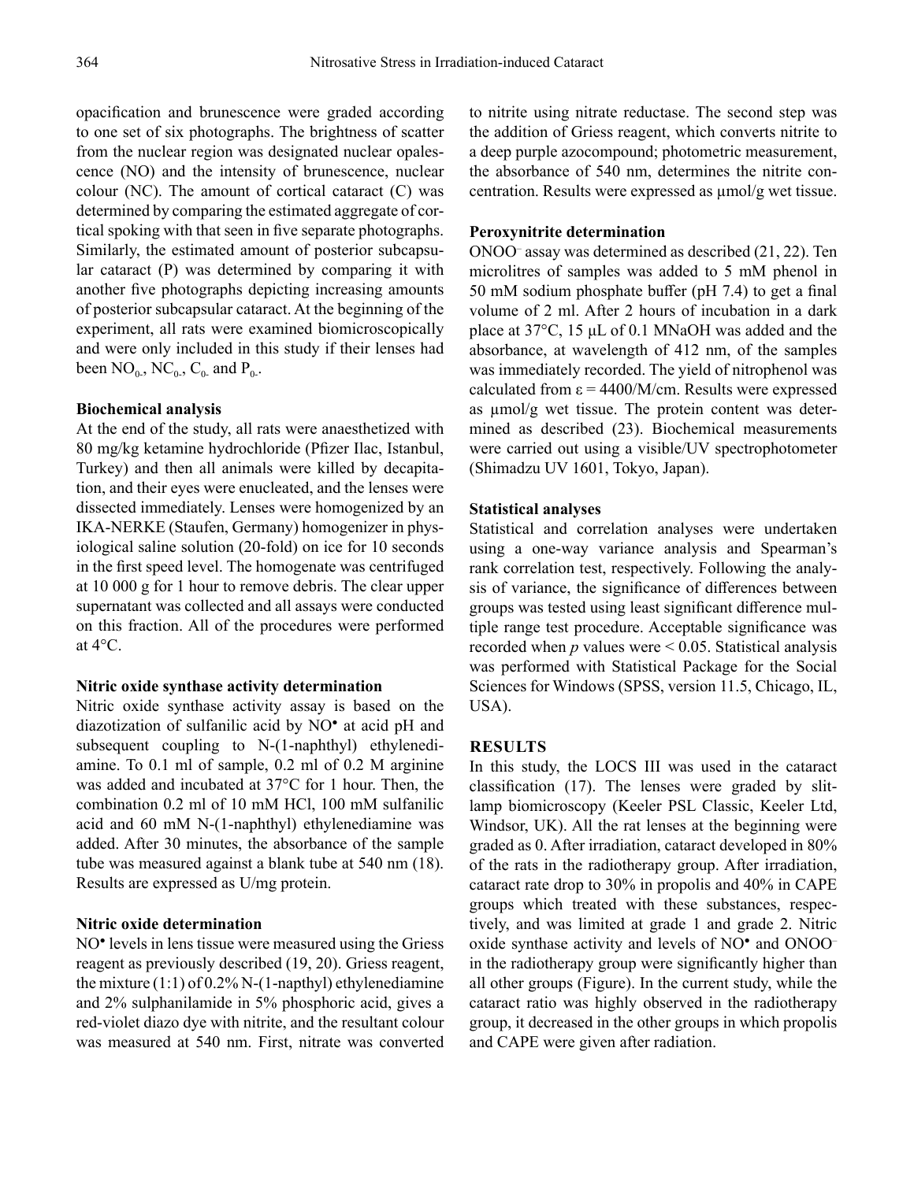opacification and brunescence were graded according to one set of six photographs. The brightness of scatter from the nuclear region was designated nuclear opalescence (NO) and the intensity of brunescence, nuclear colour (NC). The amount of cortical cataract (C) was determined by comparing the estimated aggregate of cortical spoking with that seen in five separate photographs. Similarly, the estimated amount of posterior subcapsular cataract (P) was determined by comparing it with another five photographs depicting increasing amounts of posterior subcapsular cataract. At the beginning of the experiment, all rats were examined biomicroscopically and were only included in this study if their lenses had been $NO_{0-}$, $NC_{0-}$, $C_{0-}$ and $P_{0-}$.

**Biochemical analysis**

At the end of the study, all rats were anaesthetized with 80 mg/kg ketamine hydrochloride (Pfizer Ilac, Istanbul, Turkey) and then all animals were killed by decapitation, and their eyes were enucleated, and the lenses were dissected immediately. Lenses were homogenized by an IKA-NERKE (Staufen, Germany) homogenizer in physiological saline solution (20-fold) on ice for 10 seconds in the first speed level. The homogenate was centrifuged at 10 000 g for 1 hour to remove debris. The clear upper supernatant was collected and all assays were conducted on this fraction. All of the procedures were performed at 4°C.

**Nitric oxide synthase activity determination**

Nitric oxide synthase activity assay is based on the diazotization of sulfanilic acid by $NO^{\bullet}$ at acid pH and subsequent coupling to N-(1-naphthyl) ethylenediamine. To 0.1 ml of sample, 0.2 ml of 0.2 M arginine was added and incubated at 37°C for 1 hour. Then, the combination 0.2 ml of 10 mM HCl, 100 mM sulfanilic acid and 60 mM N-(1-naphthyl) ethylenediamine was added. After 30 minutes, the absorbance of the sample tube was measured against a blank tube at 540 nm (18). Results are expressed as U/mg protein.

**Nitric oxide determination**

$NO^{\bullet}$ levels in lens tissue were measured using the Griess reagent as previously described (19, 20). Griess reagent, the mixture (1:1) of 0.2% N-(1-napthyl) ethylenediamine and 2% sulphanilamide in 5% phosphoric acid, gives a red-violet diazo dye with nitrite, and the resultant colour was measured at 540 nm. First, nitrate was converted to nitrite using nitrate reductase. The second step was the addition of Griess reagent, which converts nitrite to a deep purple azocompound; photometric measurement, the absorbance of 540 nm, determines the nitrite concentration. Results were expressed as μmol/g wet tissue.

**Peroxynitrite determination**

$ONOO^-$ assay was determined as described (21, 22). Ten microlitres of samples was added to 5 mM phenol in 50 mM sodium phosphate buffer (pH 7.4) to get a final volume of 2 ml. After 2 hours of incubation in a dark place at 37°C, 15 μL of 0.1 MNaOH was added and the absorbance, at wavelength of 412 nm, of the samples was immediately recorded. The yield of nitrophenol was calculated from $\varepsilon = 4400$/M/cm. Results were expressed as μmol/g wet tissue. The protein content was determined as described (23). Biochemical measurements were carried out using a visible/UV spectrophotometer (Shimadzu UV 1601, Tokyo, Japan).

**Statistical analyses**

Statistical and correlation analyses were undertaken using a one-way variance analysis and Spearman's rank correlation test, respectively. Following the analysis of variance, the significance of differences between groups was tested using least significant difference multiple range test procedure. Acceptable significance was recorded when $p$ values were $< 0.05$. Statistical analysis was performed with Statistical Package for the Social Sciences for Windows (SPSS, version 11.5, Chicago, IL, USA).

## RESULTS

In this study, the LOCS III was used in the cataract classification (17). The lenses were graded by slit-lamp biomicroscopy (Keeler PSL Classic, Keeler Ltd, Windsor, UK). All the rat lenses at the beginning were graded as 0. After irradiation, cataract developed in 80% of the rats in the radiotherapy group. After irradiation, cataract rate drop to 30% in propolis and 40% in CAPE groups which treated with these substances, respectively, and was limited at grade 1 and grade 2. Nitric oxide synthase activity and levels of $NO^{\bullet}$ and $ONOO^-$ in the radiotherapy group were significantly higher than all other groups (Figure). In the current study, while the cataract ratio was highly observed in the radiotherapy group, it decreased in the other groups in which propolis and CAPE were given after radiation.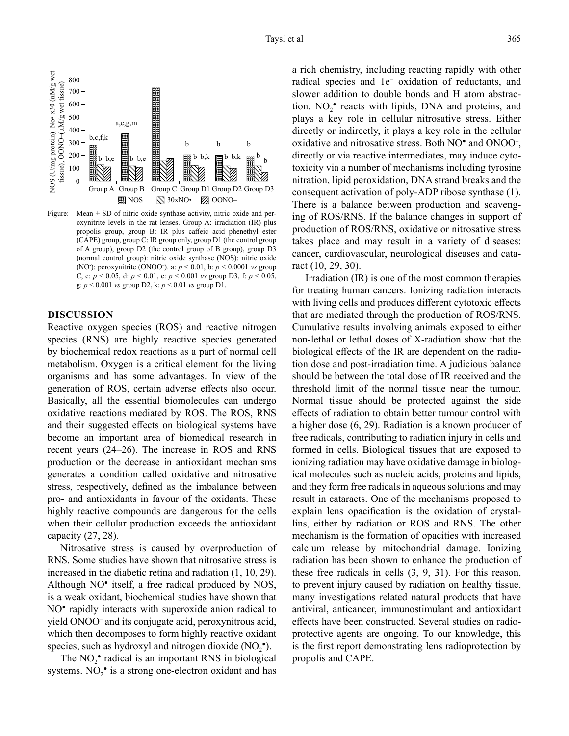Figure: Mean ± SD of nitric oxide synthase activity, nitric oxide and peroxynitrite levels in the rat lenses. Group A: irradiation (IR) plus propolis group, group B: IR plus caffeic acid phenethyl ester (CAPE) group, group C: IR group only, group D1 (the control group of A group), group D2 (the control group of B group), group D3 (normal control group): nitric oxide synthase (NOS): nitric oxide ($NO^{\bullet}$): peroxynitrite ($ONOO^{-}$). a: $p < 0.01$, b: $p < 0.0001$ *vs* group C, c: $p < 0.05$, d: $p < 0.01$, e: $p < 0.001$ *vs* group D3, f: $p < 0.05$, g: $p < 0.001$ *vs* group D2, k: $p < 0.01$ *vs* group D1.

## DISCUSSION

Reactive oxygen species (ROS) and reactive nitrogen species (RNS) are highly reactive species generated by biochemical redox reactions as a part of normal cell metabolism. Oxygen is a critical element for the living organisms and has some advantages. In view of the generation of ROS, certain adverse effects also occur. Basically, all the essential biomolecules can undergo oxidative reactions mediated by ROS. The ROS, RNS and their suggested effects on biological systems have become an important area of biomedical research in recent years (24–26). The increase in ROS and RNS production or the decrease in antioxidant mechanisms generates a condition called oxidative and nitrosative stress, respectively, defined as the imbalance between pro- and antioxidants in favour of the oxidants. These highly reactive compounds are dangerous for the cells when their cellular production exceeds the antioxidant capacity (27, 28).

Nitrosative stress is caused by overproduction of RNS. Some studies have shown that nitrosative stress is increased in the diabetic retina and radiation (1, 10, 29). Although $NO^{\bullet}$ itself, a free radical produced by NOS, is a weak oxidant, biochemical studies have shown that $NO^{\bullet}$ rapidly interacts with superoxide anion radical to yield $ONOO^{-}$ and its conjugate acid, peroxynitrous acid, which then decomposes to form highly reactive oxidant species, such as hydroxyl and nitrogen dioxide ($NO_2^{\bullet}$).

The $NO_2^{\bullet}$ radical is an important RNS in biological systems. $NO_2^{\bullet}$ is a strong one-electron oxidant and has a rich chemistry, including reacting rapidly with other radical species and $1e^{-}$ oxidation of reductants, and slower addition to double bonds and H atom abstraction. $NO_2^{\bullet}$ reacts with lipids, DNA and proteins, and plays a key role in cellular nitrosative stress. Either directly or indirectly, it plays a key role in the cellular oxidative and nitrosative stress. Both $NO^{\bullet}$ and $ONOO^{-}$, directly or via reactive intermediates, may induce cytotoxicity via a number of mechanisms including tyrosine nitration, lipid peroxidation, DNA strand breaks and the consequent activation of poly-ADP ribose synthase (1). There is a balance between production and scavenging of ROS/RNS. If the balance changes in support of production of ROS/RNS, oxidative or nitrosative stress takes place and may result in a variety of diseases: cancer, cardiovascular, neurological diseases and cataract (10, 29, 30).

Irradiation (IR) is one of the most common therapies for treating human cancers. Ionizing radiation interacts with living cells and produces different cytotoxic effects that are mediated through the production of ROS/RNS. Cumulative results involving animals exposed to either non-lethal or lethal doses of X-radiation show that the biological effects of the IR are dependent on the radiation dose and post-irradiation time. A judicious balance should be between the total dose of IR received and the threshold limit of the normal tissue near the tumour. Normal tissue should be protected against the side effects of radiation to obtain better tumour control with a higher dose (6, 29). Radiation is a known producer of free radicals, contributing to radiation injury in cells and formed in cells. Biological tissues that are exposed to ionizing radiation may have oxidative damage in biological molecules such as nucleic acids, proteins and lipids, and they form free radicals in aqueous solutions and may result in cataracts. One of the mechanisms proposed to explain lens opacification is the oxidation of crystallins, either by radiation or ROS and RNS. The other mechanism is the formation of opacities with increased calcium release by mitochondrial damage. Ionizing radiation has been shown to enhance the production of these free radicals in cells (3, 9, 31). For this reason, to prevent injury caused by radiation on healthy tissue, many investigations related natural products that have antiviral, anticancer, immunostimulant and antioxidant effects have been constructed. Several studies on radioprotective agents are ongoing. To our knowledge, this is the first report demonstrating lens radioprotection by propolis and CAPE.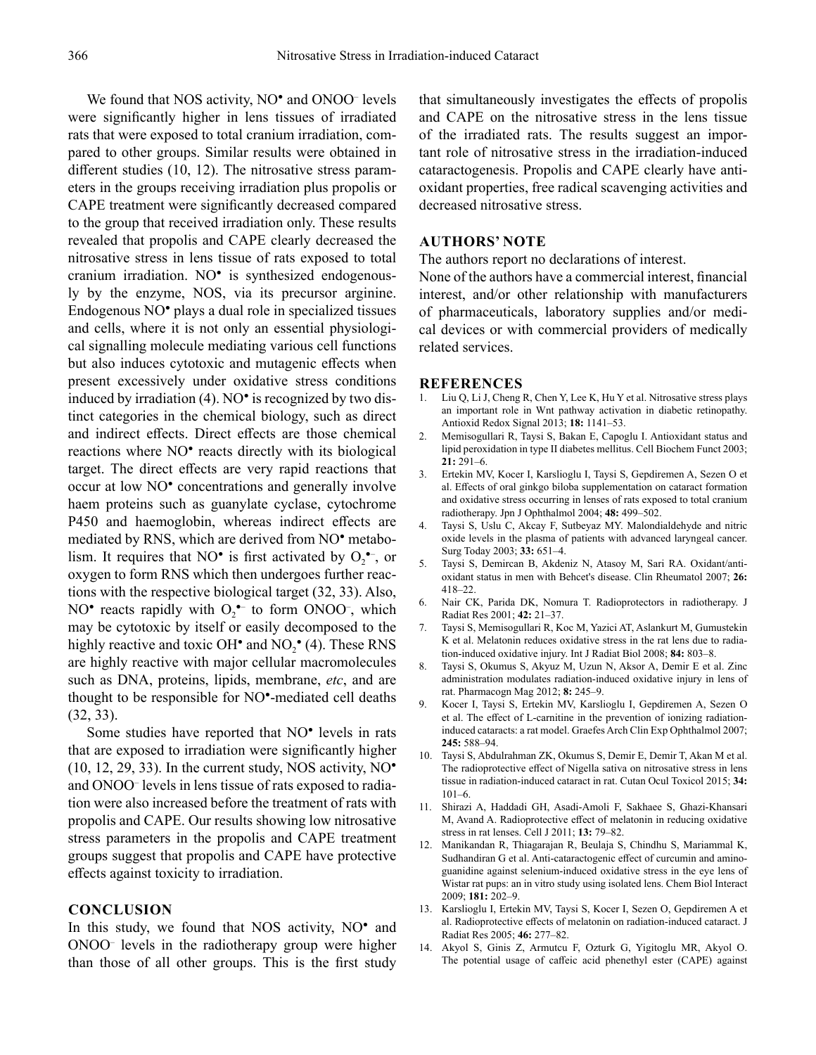We found that NOS activity, $NO^{\bullet}$ and $ONOO^{-}$ levels were significantly higher in lens tissues of irradiated rats that were exposed to total cranium irradiation, compared to other groups. Similar results were obtained in different studies (10, 12). The nitrosative stress parameters in the groups receiving irradiation plus propolis or CAPE treatment were significantly decreased compared to the group that received irradiation only. These results revealed that propolis and CAPE clearly decreased the nitrosative stress in lens tissue of rats exposed to total cranium irradiation. $NO^{\bullet}$ is synthesized endogenously by the enzyme, NOS, via its precursor arginine. Endogenous $NO^{\bullet}$ plays a dual role in specialized tissues and cells, where it is not only an essential physiological signalling molecule mediating various cell functions but also induces cytotoxic and mutagenic effects when present excessively under oxidative stress conditions induced by irradiation (4). $NO^{\bullet}$ is recognized by two distinct categories in the chemical biology, such as direct and indirect effects. Direct effects are those chemical reactions where $NO^{\bullet}$ reacts directly with its biological target. The direct effects are very rapid reactions that occur at low $NO^{\bullet}$ concentrations and generally involve haem proteins such as guanylate cyclase, cytochrome P450 and haemoglobin, whereas indirect effects are mediated by RNS, which are derived from $NO^{\bullet}$ metabolism. It requires that $NO^{\bullet}$ is first activated by $O_2^{\bullet-}$, or oxygen to form RNS which then undergoes further reactions with the respective biological target (32, 33). Also, $NO^{\bullet}$ reacts rapidly with $O_2^{\bullet-}$ to form $ONOO^{-}$, which may be cytotoxic by itself or easily decomposed to the highly reactive and toxic $OH^{\bullet}$ and $NO_2^{\bullet}$ (4). These RNS are highly reactive with major cellular macromolecules such as DNA, proteins, lipids, membrane, *etc*, and are thought to be responsible for $NO^{\bullet}$-mediated cell deaths (32, 33).

Some studies have reported that $NO^{\bullet}$ levels in rats that are exposed to irradiation were significantly higher (10, 12, 29, 33). In the current study, NOS activity, $NO^{\bullet}$ and $ONOO^{-}$ levels in lens tissue of rats exposed to radiation were also increased before the treatment of rats with propolis and CAPE. Our results showing low nitrosative stress parameters in the propolis and CAPE treatment groups suggest that propolis and CAPE have protective effects against toxicity to irradiation.

## CONCLUSION

In this study, we found that NOS activity, $NO^{\bullet}$ and $ONOO^{-}$ levels in the radiotherapy group were higher than those of all other groups. This is the first study that simultaneously investigates the effects of propolis and CAPE on the nitrosative stress in the lens tissue of the irradiated rats. The results suggest an important role of nitrosative stress in the irradiation-induced cataractogenesis. Propolis and CAPE clearly have antioxidant properties, free radical scavenging activities and decreased nitrosative stress.

## AUTHORS' NOTE

The authors report no declarations of interest.

None of the authors have a commercial interest, financial interest, and/or other relationship with manufacturers of pharmaceuticals, laboratory supplies and/or medical devices or with commercial providers of medically related services.

## REFERENCES

1. Liu Q, Li J, Cheng R, Chen Y, Lee K, Hu Y et al. Nitrosative stress plays an important role in Wnt pathway activation in diabetic retinopathy. Antioxid Redox Signal 2013; **18:** 1141–53.
2. Memisogullari R, Taysi S, Bakan E, Capoglu I. Antioxidant status and lipid peroxidation in type II diabetes mellitus. Cell Biochem Funct 2003; **21:** 291–6.
3. Ertekin MV, Kocer I, Karslioglu I, Taysi S, Gepdiremen A, Sezen O et al. Effects of oral ginkgo biloba supplementation on cataract formation and oxidative stress occurring in lenses of rats exposed to total cranium radiotherapy. Jpn J Ophthalmol 2004; **48:** 499–502.
4. Taysi S, Uslu C, Akcay F, Sutbeyaz MY. Malondialdehyde and nitric oxide levels in the plasma of patients with advanced laryngeal cancer. Surg Today 2003; **33:** 651–4.
5. Taysi S, Demircan B, Akdeniz N, Atasoy M, Sari RA. Oxidant/antioxidant status in men with Behcet's disease. Clin Rheumatol 2007; **26:** 418–22.
6. Nair CK, Parida DK, Nomura T. Radioprotectors in radiotherapy. J Radiat Res 2001; **42:** 21–37.
7. Taysi S, Memisogullari R, Koc M, Yazici AT, Aslankurt M, Gumustekin K et al. Melatonin reduces oxidative stress in the rat lens due to radiation-induced oxidative injury. Int J Radiat Biol 2008; **84:** 803–8.
8. Taysi S, Okumus S, Akyuz M, Uzun N, Aksor A, Demir E et al. Zinc administration modulates radiation-induced oxidative injury in lens of rat. Pharmacogn Mag 2012; **8:** 245–9.
9. Kocer I, Taysi S, Ertekin MV, Karslioglu I, Gepdiremen A, Sezen O et al. The effect of L-carnitine in the prevention of ionizing radiation-induced cataracts: a rat model. Graefes Arch Clin Exp Ophthalmol 2007; **245:** 588–94.
10. Taysi S, Abdulrahman ZK, Okumus S, Demir E, Demir T, Akan M et al. The radioprotective effect of Nigella sativa on nitrosative stress in lens tissue in radiation-induced cataract in rat. Cutan Ocul Toxicol 2015; **34:** 101–6.
11. Shirazi A, Haddadi GH, Asadi-Amoli F, Sakhaee S, Ghazi-Khansari M, Avand A. Radioprotective effect of melatonin in reducing oxidative stress in rat lenses. Cell J 2011; **13:** 79–82.
12. Manikandan R, Thiagarajan R, Beulaja S, Chindhu S, Mariammal K, Sudhandiran G et al. Anti-cataractogenic effect of curcumin and aminoguanidine against selenium-induced oxidative stress in the eye lens of Wistar rat pups: an in vitro study using isolated lens. Chem Biol Interact 2009; **181:** 202–9.
13. Karslioglu I, Ertekin MV, Taysi S, Kocer I, Sezen O, Gepdiremen A et al. Radioprotective effects of melatonin on radiation-induced cataract. J Radiat Res 2005; **46:** 277–82.
14. Akyol S, Ginis Z, Armutcu F, Ozturk G, Yigitoglu MR, Akyol O. The potential usage of caffeic acid phenethyl ester (CAPE) against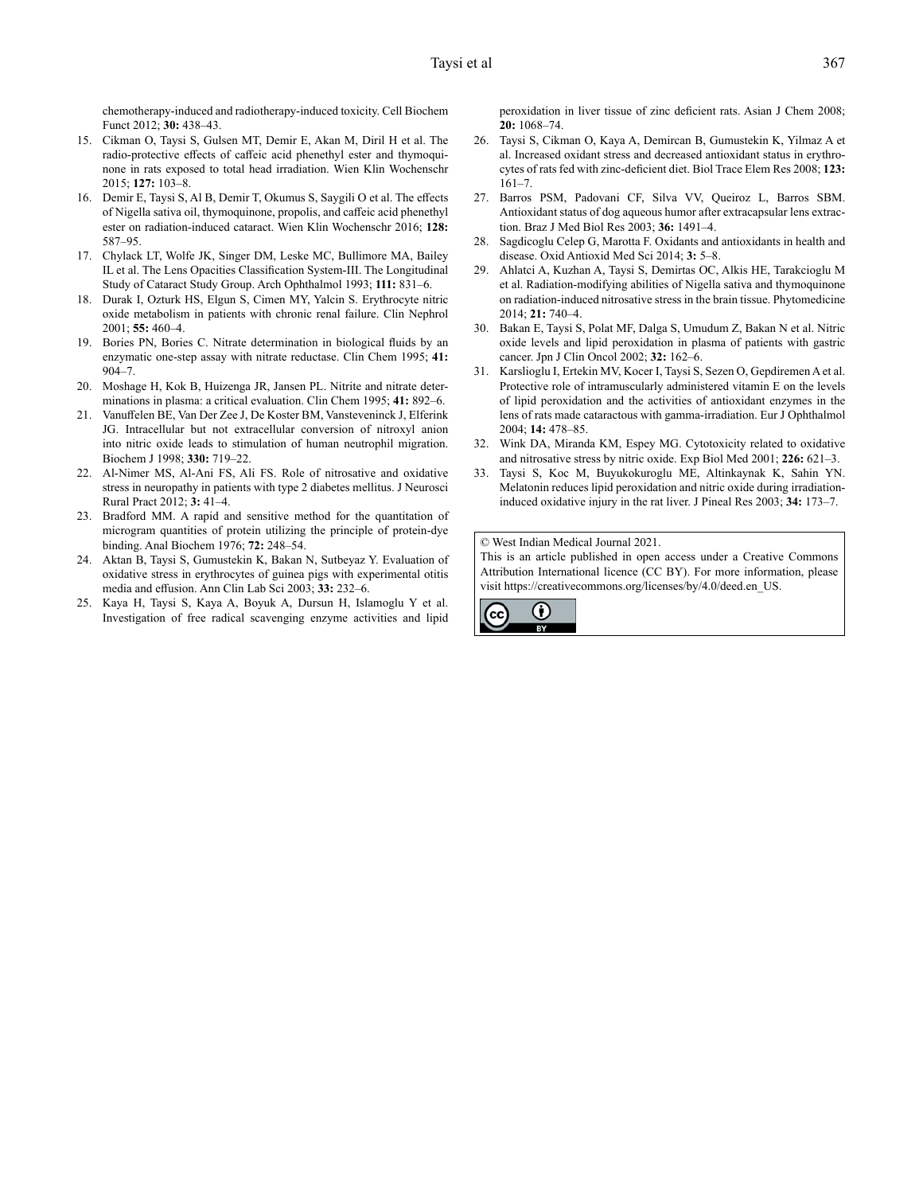chemotherapy-induced and radiotherapy-induced toxicity. Cell Biochem Funct 2012; **30:** 438–43.

15. Cikman O, Taysi S, Gulsen MT, Demir E, Akan M, Diril H et al. The radio-protective effects of caffeic acid phenethyl ester and thymoquinone in rats exposed to total head irradiation. Wien Klin Wochenschr 2015; **127:** 103–8.
16. Demir E, Taysi S, Al B, Demir T, Okumus S, Saygili O et al. The effects of Nigella sativa oil, thymoquinone, propolis, and caffeic acid phenethyl ester on radiation-induced cataract. Wien Klin Wochenschr 2016; **128:** 587–95.
17. Chylack LT, Wolfe JK, Singer DM, Leske MC, Bullimore MA, Bailey IL et al. The Lens Opacities Classification System-III. The Longitudinal Study of Cataract Study Group. Arch Ophthalmol 1993; **111:** 831–6.
18. Durak I, Ozturk HS, Elgun S, Cimen MY, Yalcin S. Erythrocyte nitric oxide metabolism in patients with chronic renal failure. Clin Nephrol 2001; **55:** 460–4.
19. Bories PN, Bories C. Nitrate determination in biological fluids by an enzymatic one-step assay with nitrate reductase. Clin Chem 1995; **41:** 904–7.
20. Moshage H, Kok B, Huizenga JR, Jansen PL. Nitrite and nitrate determinations in plasma: a critical evaluation. Clin Chem 1995; **41:** 892–6.
21. Vanuffelen BE, Van Der Zee J, De Koster BM, Vansteveninck J, Elferink JG. Intracellular but not extracellular conversion of nitroxyl anion into nitric oxide leads to stimulation of human neutrophil migration. Biochem J 1998; **330:** 719–22.
22. Al-Nimer MS, Al-Ani FS, Ali FS. Role of nitrosative and oxidative stress in neuropathy in patients with type 2 diabetes mellitus. J Neurosci Rural Pract 2012; **3:** 41–4.
23. Bradford MM. A rapid and sensitive method for the quantitation of microgram quantities of protein utilizing the principle of protein-dye binding. Anal Biochem 1976; **72:** 248–54.
24. Aktan B, Taysi S, Gumustekin K, Bakan N, Sutbeyaz Y. Evaluation of oxidative stress in erythrocytes of guinea pigs with experimental otitis media and effusion. Ann Clin Lab Sci 2003; **33:** 232–6.
25. Kaya H, Taysi S, Kaya A, Boyuk A, Dursun H, Islamoglu Y et al. Investigation of free radical scavenging enzyme activities and lipid peroxidation in liver tissue of zinc deficient rats. Asian J Chem 2008; **20:** 1068–74.
26. Taysi S, Cikman O, Kaya A, Demircan B, Gumustekin K, Yilmaz A et al. Increased oxidant stress and decreased antioxidant status in erythrocytes of rats fed with zinc-deficient diet. Biol Trace Elem Res 2008; **123:** 161–7.
27. Barros PSM, Padovani CF, Silva VV, Queiroz L, Barros SBM. Antioxidant status of dog aqueous humor after extracapsular lens extraction. Braz J Med Biol Res 2003; **36:** 1491–4.
28. Sagdicoglu Celep G, Marotta F. Oxidants and antioxidants in health and disease. Oxid Antioxid Med Sci 2014; **3:** 5–8.
29. Ahlatci A, Kuzhan A, Taysi S, Demirtas OC, Alkis HE, Tarakcioglu M et al. Radiation-modifying abilities of Nigella sativa and thymoquinone on radiation-induced nitrosative stress in the brain tissue. Phytomedicine 2014; **21:** 740–4.
30. Bakan E, Taysi S, Polat MF, Dalga S, Umudum Z, Bakan N et al. Nitric oxide levels and lipid peroxidation in plasma of patients with gastric cancer. Jpn J Clin Oncol 2002; **32:** 162–6.
31. Karslioglu I, Ertekin MV, Kocer I, Taysi S, Sezen O, Gepdiremen A et al. Protective role of intramuscularly administered vitamin E on the levels of lipid peroxidation and the activities of antioxidant enzymes in the lens of rats made cataractous with gamma-irradiation. Eur J Ophthalmol 2004; **14:** 478–85.
32. Wink DA, Miranda KM, Espey MG. Cytotoxicity related to oxidative and nitrosative stress by nitric oxide. Exp Biol Med 2001; **226:** 621–3.
33. Taysi S, Koc M, Buyukokuroglu ME, Altinkaynak K, Sahin YN. Melatonin reduces lipid peroxidation and nitric oxide during irradiation-induced oxidative injury in the rat liver. J Pineal Res 2003; **34:** 173–7.

© West Indian Medical Journal 2021.
This is an article published in open access under a Creative Commons Attribution International licence (CC BY). For more information, please visit https://creativecommons.org/licenses/by/4.0/deed.en_US.